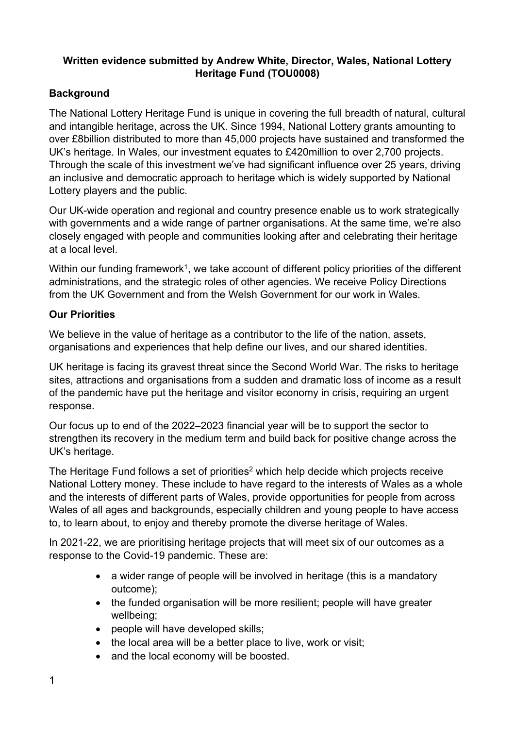**Written evidence submitted by Andrew White, Director, Wales, National Lottery Heritage Fund (TOU0008)**

## Background

The National Lottery Heritage Fund is unique in covering the full breadth of natural, cultural and intangible heritage, across the UK. Since 1994, National Lottery grants amounting to over £8billion distributed to more than 45,000 projects have sustained and transformed the UK's heritage. In Wales, our investment equates to £420million to over 2,700 projects. Through the scale of this investment we've had significant influence over 25 years, driving an inclusive and democratic approach to heritage which is widely supported by National Lottery players and the public.

Our UK-wide operation and regional and country presence enable us to work strategically with governments and a wide range of partner organisations. At the same time, we're also closely engaged with people and communities looking after and celebrating their heritage at a local level.

Within our funding framework[1], we take account of different policy priorities of the different administrations, and the strategic roles of other agencies. We receive Policy Directions from the UK Government and from the Welsh Government for our work in Wales.

## Our Priorities

We believe in the value of heritage as a contributor to the life of the nation, assets, organisations and experiences that help define our lives, and our shared identities.

UK heritage is facing its gravest threat since the Second World War. The risks to heritage sites, attractions and organisations from a sudden and dramatic loss of income as a result of the pandemic have put the heritage and visitor economy in crisis, requiring an urgent response.

Our focus up to end of the 2022–2023 financial year will be to support the sector to strengthen its recovery in the medium term and build back for positive change across the UK's heritage.

The Heritage Fund follows a set of priorities[2] which help decide which projects receive National Lottery money. These include to have regard to the interests of Wales as a whole and the interests of different parts of Wales, provide opportunities for people from across Wales of all ages and backgrounds, especially children and young people to have access to, to learn about, to enjoy and thereby promote the diverse heritage of Wales.

In 2021-22, we are prioritising heritage projects that will meet six of our outcomes as a response to the Covid-19 pandemic. These are:

- a wider range of people will be involved in heritage (this is a mandatory outcome);
- the funded organisation will be more resilient; people will have greater wellbeing;
- people will have developed skills;
- the local area will be a better place to live, work or visit;
- and the local economy will be boosted.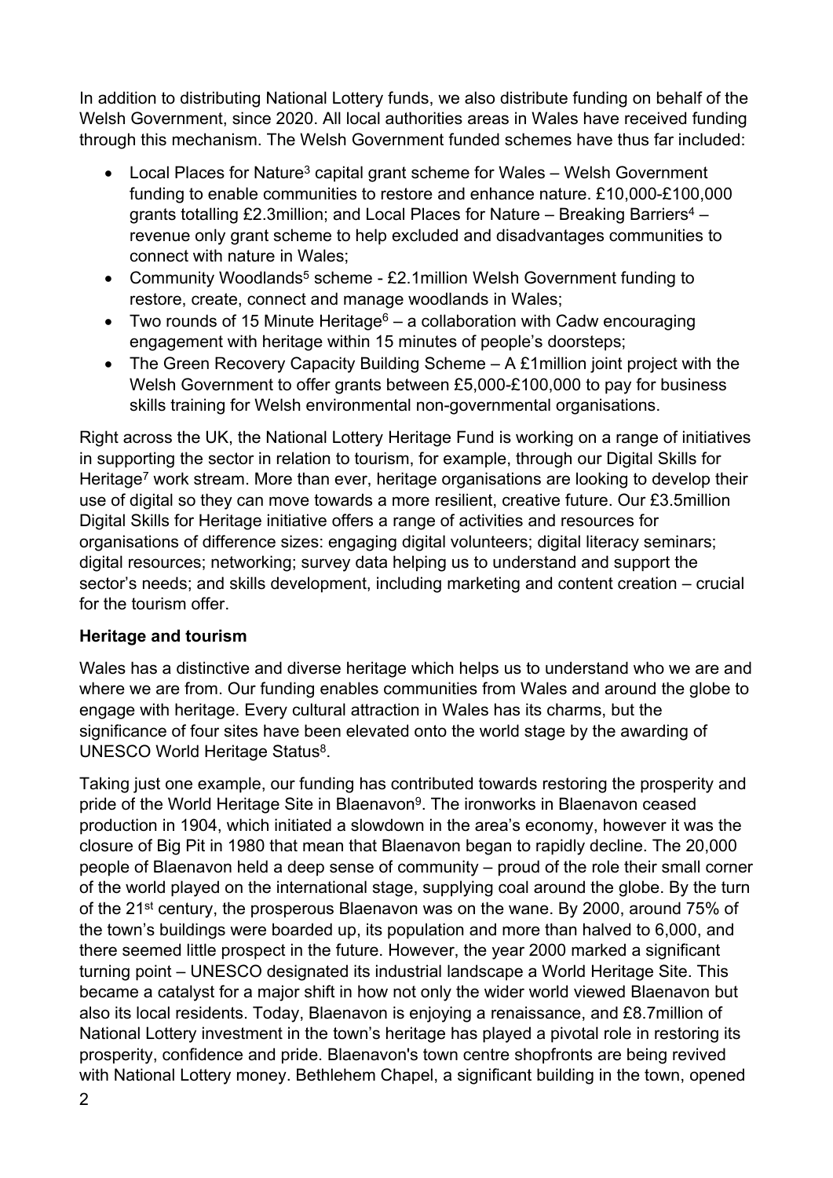In addition to distributing National Lottery funds, we also distribute funding on behalf of the Welsh Government, since 2020. All local authorities areas in Wales have received funding through this mechanism. The Welsh Government funded schemes have thus far included:

- Local Places for Nature[3] capital grant scheme for Wales – Welsh Government funding to enable communities to restore and enhance nature. £10,000-£100,000 grants totalling £2.3million; and Local Places for Nature – Breaking Barriers[4] – revenue only grant scheme to help excluded and disadvantages communities to connect with nature in Wales;
- Community Woodlands[5] scheme - £2.1million Welsh Government funding to restore, create, connect and manage woodlands in Wales;
- Two rounds of 15 Minute Heritage[6] – a collaboration with Cadw encouraging engagement with heritage within 15 minutes of people's doorsteps;
- The Green Recovery Capacity Building Scheme – A £1million joint project with the Welsh Government to offer grants between £5,000-£100,000 to pay for business skills training for Welsh environmental non-governmental organisations.

Right across the UK, the National Lottery Heritage Fund is working on a range of initiatives in supporting the sector in relation to tourism, for example, through our Digital Skills for Heritage[7] work stream. More than ever, heritage organisations are looking to develop their use of digital so they can move towards a more resilient, creative future. Our £3.5million Digital Skills for Heritage initiative offers a range of activities and resources for organisations of difference sizes: engaging digital volunteers; digital literacy seminars; digital resources; networking; survey data helping us to understand and support the sector's needs; and skills development, including marketing and content creation – crucial for the tourism offer.

**Heritage and tourism**

Wales has a distinctive and diverse heritage which helps us to understand who we are and where we are from. Our funding enables communities from Wales and around the globe to engage with heritage. Every cultural attraction in Wales has its charms, but the significance of four sites have been elevated onto the world stage by the awarding of UNESCO World Heritage Status[8].

Taking just one example, our funding has contributed towards restoring the prosperity and pride of the World Heritage Site in Blaenavon[9]. The ironworks in Blaenavon ceased production in 1904, which initiated a slowdown in the area's economy, however it was the closure of Big Pit in 1980 that mean that Blaenavon began to rapidly decline. The 20,000 people of Blaenavon held a deep sense of community – proud of the role their small corner of the world played on the international stage, supplying coal around the globe. By the turn of the 21st century, the prosperous Blaenavon was on the wane. By 2000, around 75% of the town's buildings were boarded up, its population and more than halved to 6,000, and there seemed little prospect in the future. However, the year 2000 marked a significant turning point – UNESCO designated its industrial landscape a World Heritage Site. This became a catalyst for a major shift in how not only the wider world viewed Blaenavon but also its local residents. Today, Blaenavon is enjoying a renaissance, and £8.7million of National Lottery investment in the town's heritage has played a pivotal role in restoring its prosperity, confidence and pride. Blaenavon's town centre shopfronts are being revived with National Lottery money. Bethlehem Chapel, a significant building in the town, opened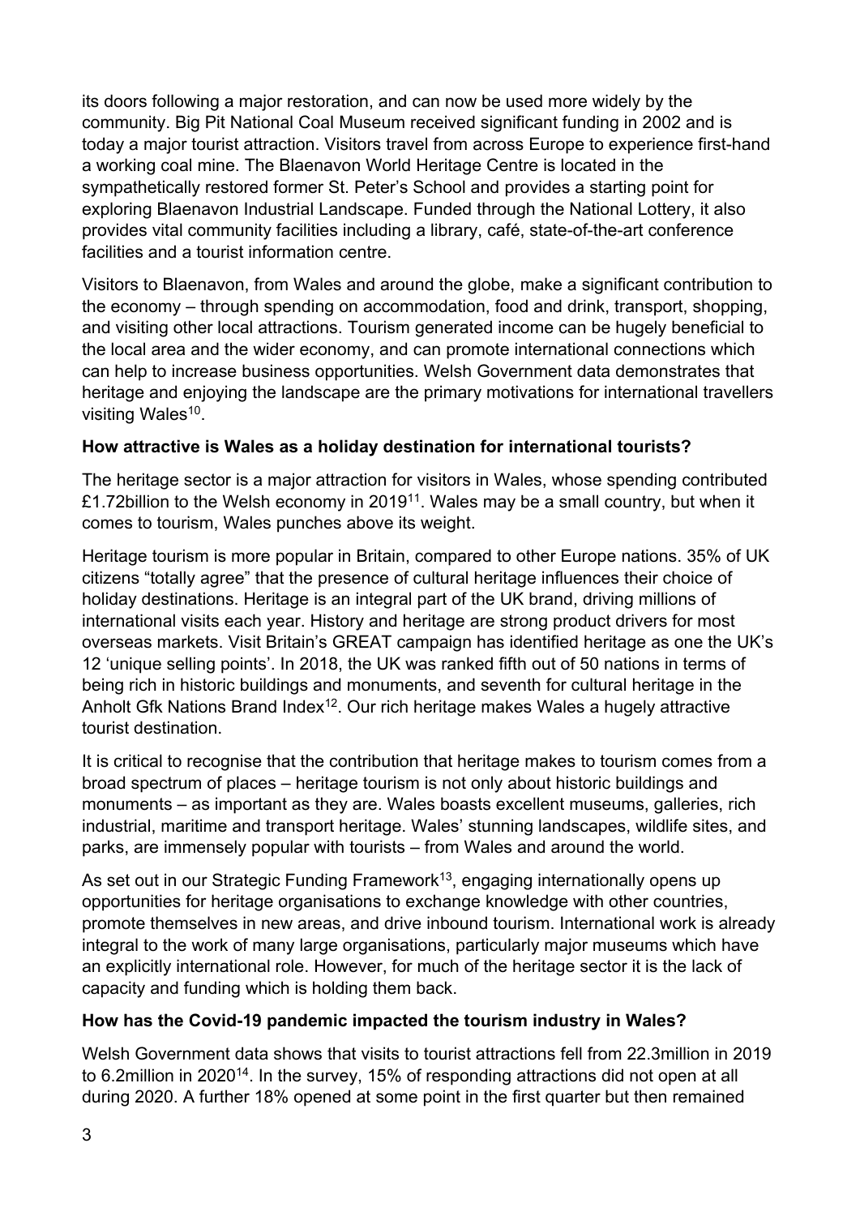its doors following a major restoration, and can now be used more widely by the community. Big Pit National Coal Museum received significant funding in 2002 and is today a major tourist attraction. Visitors travel from across Europe to experience first-hand a working coal mine. The Blaenavon World Heritage Centre is located in the sympathetically restored former St. Peter's School and provides a starting point for exploring Blaenavon Industrial Landscape. Funded through the National Lottery, it also provides vital community facilities including a library, café, state-of-the-art conference facilities and a tourist information centre.

Visitors to Blaenavon, from Wales and around the globe, make a significant contribution to the economy – through spending on accommodation, food and drink, transport, shopping, and visiting other local attractions. Tourism generated income can be hugely beneficial to the local area and the wider economy, and can promote international connections which can help to increase business opportunities. Welsh Government data demonstrates that heritage and enjoying the landscape are the primary motivations for international travellers visiting Wales[10].

**How attractive is Wales as a holiday destination for international tourists?**

The heritage sector is a major attraction for visitors in Wales, whose spending contributed £1.72billion to the Welsh economy in 2019[11]. Wales may be a small country, but when it comes to tourism, Wales punches above its weight.

Heritage tourism is more popular in Britain, compared to other Europe nations. 35% of UK citizens "totally agree" that the presence of cultural heritage influences their choice of holiday destinations. Heritage is an integral part of the UK brand, driving millions of international visits each year. History and heritage are strong product drivers for most overseas markets. Visit Britain's GREAT campaign has identified heritage as one the UK's 12 'unique selling points'. In 2018, the UK was ranked fifth out of 50 nations in terms of being rich in historic buildings and monuments, and seventh for cultural heritage in the Anholt Gfk Nations Brand Index[12]. Our rich heritage makes Wales a hugely attractive tourist destination.

It is critical to recognise that the contribution that heritage makes to tourism comes from a broad spectrum of places – heritage tourism is not only about historic buildings and monuments – as important as they are. Wales boasts excellent museums, galleries, rich industrial, maritime and transport heritage. Wales' stunning landscapes, wildlife sites, and parks, are immensely popular with tourists – from Wales and around the world.

As set out in our Strategic Funding Framework[13], engaging internationally opens up opportunities for heritage organisations to exchange knowledge with other countries, promote themselves in new areas, and drive inbound tourism. International work is already integral to the work of many large organisations, particularly major museums which have an explicitly international role. However, for much of the heritage sector it is the lack of capacity and funding which is holding them back.

**How has the Covid-19 pandemic impacted the tourism industry in Wales?**

Welsh Government data shows that visits to tourist attractions fell from 22.3million in 2019 to 6.2million in 2020[14]. In the survey, 15% of responding attractions did not open at all during 2020. A further 18% opened at some point in the first quarter but then remained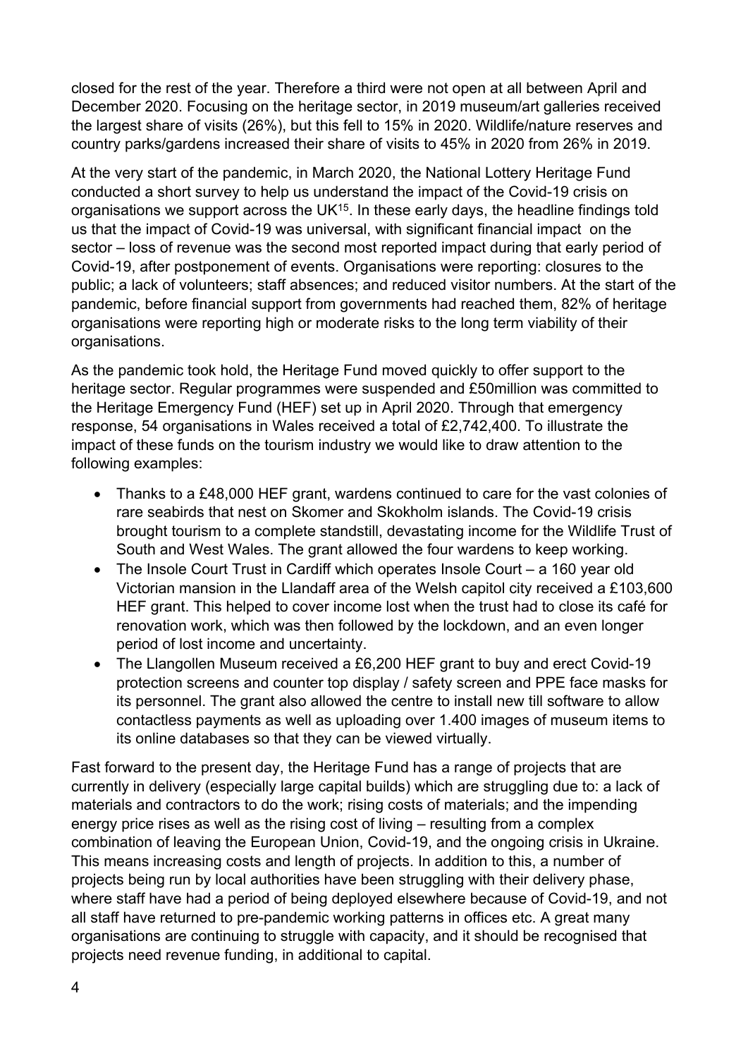closed for the rest of the year. Therefore a third were not open at all between April and December 2020. Focusing on the heritage sector, in 2019 museum/art galleries received the largest share of visits (26%), but this fell to 15% in 2020. Wildlife/nature reserves and country parks/gardens increased their share of visits to 45% in 2020 from 26% in 2019.

At the very start of the pandemic, in March 2020, the National Lottery Heritage Fund conducted a short survey to help us understand the impact of the Covid-19 crisis on organisations we support across the UK[15]. In these early days, the headline findings told us that the impact of Covid-19 was universal, with significant financial impact on the sector – loss of revenue was the second most reported impact during that early period of Covid-19, after postponement of events. Organisations were reporting: closures to the public; a lack of volunteers; staff absences; and reduced visitor numbers. At the start of the pandemic, before financial support from governments had reached them, 82% of heritage organisations were reporting high or moderate risks to the long term viability of their organisations.

As the pandemic took hold, the Heritage Fund moved quickly to offer support to the heritage sector. Regular programmes were suspended and £50million was committed to the Heritage Emergency Fund (HEF) set up in April 2020. Through that emergency response, 54 organisations in Wales received a total of £2,742,400. To illustrate the impact of these funds on the tourism industry we would like to draw attention to the following examples:

- Thanks to a £48,000 HEF grant, wardens continued to care for the vast colonies of rare seabirds that nest on Skomer and Skokholm islands. The Covid-19 crisis brought tourism to a complete standstill, devastating income for the Wildlife Trust of South and West Wales. The grant allowed the four wardens to keep working.
- The Insole Court Trust in Cardiff which operates Insole Court – a 160 year old Victorian mansion in the Llandaff area of the Welsh capitol city received a £103,600 HEF grant. This helped to cover income lost when the trust had to close its café for renovation work, which was then followed by the lockdown, and an even longer period of lost income and uncertainty.
- The Llangollen Museum received a £6,200 HEF grant to buy and erect Covid-19 protection screens and counter top display / safety screen and PPE face masks for its personnel. The grant also allowed the centre to install new till software to allow contactless payments as well as uploading over 1.400 images of museum items to its online databases so that they can be viewed virtually.

Fast forward to the present day, the Heritage Fund has a range of projects that are currently in delivery (especially large capital builds) which are struggling due to: a lack of materials and contractors to do the work; rising costs of materials; and the impending energy price rises as well as the rising cost of living – resulting from a complex combination of leaving the European Union, Covid-19, and the ongoing crisis in Ukraine. This means increasing costs and length of projects. In addition to this, a number of projects being run by local authorities have been struggling with their delivery phase, where staff have had a period of being deployed elsewhere because of Covid-19, and not all staff have returned to pre-pandemic working patterns in offices etc. A great many organisations are continuing to struggle with capacity, and it should be recognised that projects need revenue funding, in additional to capital.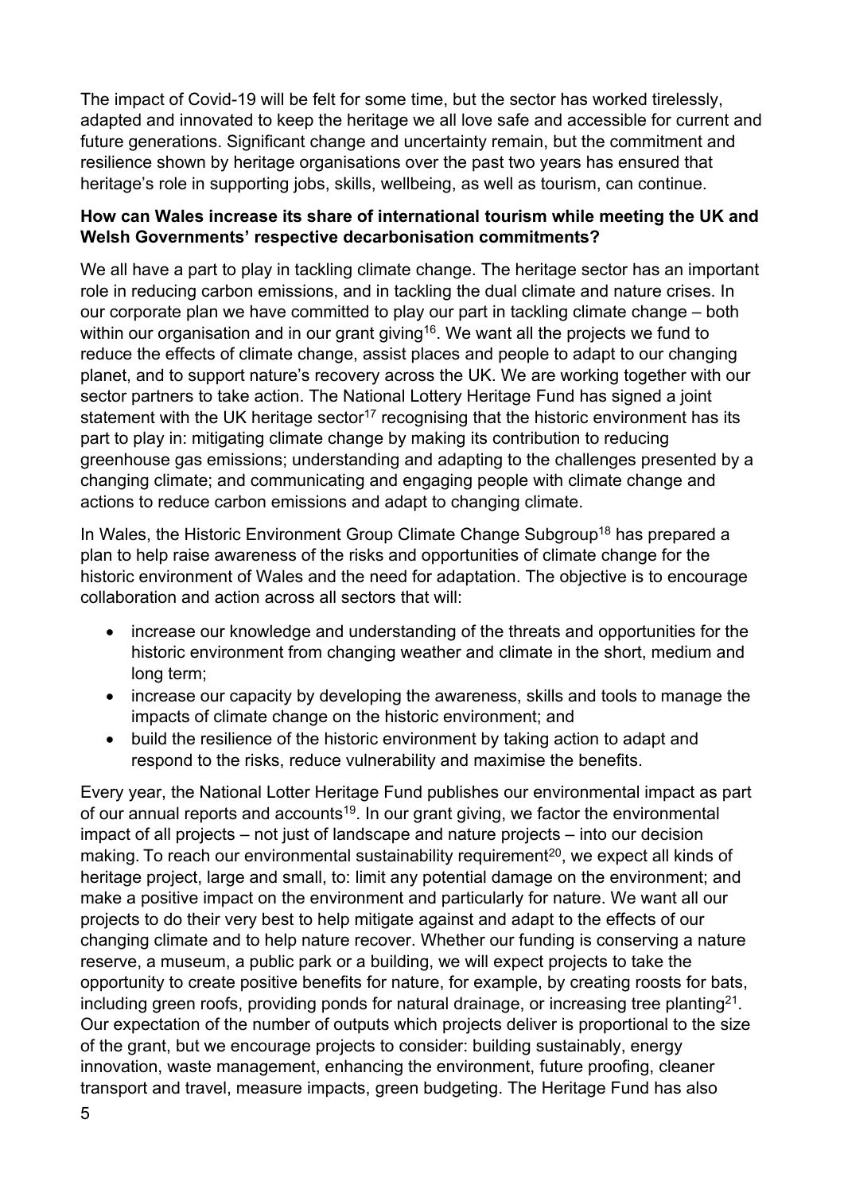The impact of Covid-19 will be felt for some time, but the sector has worked tirelessly, adapted and innovated to keep the heritage we all love safe and accessible for current and future generations. Significant change and uncertainty remain, but the commitment and resilience shown by heritage organisations over the past two years has ensured that heritage's role in supporting jobs, skills, wellbeing, as well as tourism, can continue.

**How can Wales increase its share of international tourism while meeting the UK and Welsh Governments' respective decarbonisation commitments?**

We all have a part to play in tackling climate change. The heritage sector has an important role in reducing carbon emissions, and in tackling the dual climate and nature crises. In our corporate plan we have committed to play our part in tackling climate change – both within our organisation and in our grant giving[16]. We want all the projects we fund to reduce the effects of climate change, assist places and people to adapt to our changing planet, and to support nature's recovery across the UK. We are working together with our sector partners to take action. The National Lottery Heritage Fund has signed a joint statement with the UK heritage sector[17] recognising that the historic environment has its part to play in: mitigating climate change by making its contribution to reducing greenhouse gas emissions; understanding and adapting to the challenges presented by a changing climate; and communicating and engaging people with climate change and actions to reduce carbon emissions and adapt to changing climate.

In Wales, the Historic Environment Group Climate Change Subgroup[18] has prepared a plan to help raise awareness of the risks and opportunities of climate change for the historic environment of Wales and the need for adaptation. The objective is to encourage collaboration and action across all sectors that will:

- increase our knowledge and understanding of the threats and opportunities for the historic environment from changing weather and climate in the short, medium and long term;
- increase our capacity by developing the awareness, skills and tools to manage the impacts of climate change on the historic environment; and
- build the resilience of the historic environment by taking action to adapt and respond to the risks, reduce vulnerability and maximise the benefits.

Every year, the National Lotter Heritage Fund publishes our environmental impact as part of our annual reports and accounts[19]. In our grant giving, we factor the environmental impact of all projects – not just of landscape and nature projects – into our decision making. To reach our environmental sustainability requirement[20], we expect all kinds of heritage project, large and small, to: limit any potential damage on the environment; and make a positive impact on the environment and particularly for nature. We want all our projects to do their very best to help mitigate against and adapt to the effects of our changing climate and to help nature recover. Whether our funding is conserving a nature reserve, a museum, a public park or a building, we will expect projects to take the opportunity to create positive benefits for nature, for example, by creating roosts for bats, including green roofs, providing ponds for natural drainage, or increasing tree planting[21]. Our expectation of the number of outputs which projects deliver is proportional to the size of the grant, but we encourage projects to consider: building sustainably, energy innovation, waste management, enhancing the environment, future proofing, cleaner transport and travel, measure impacts, green budgeting. The Heritage Fund has also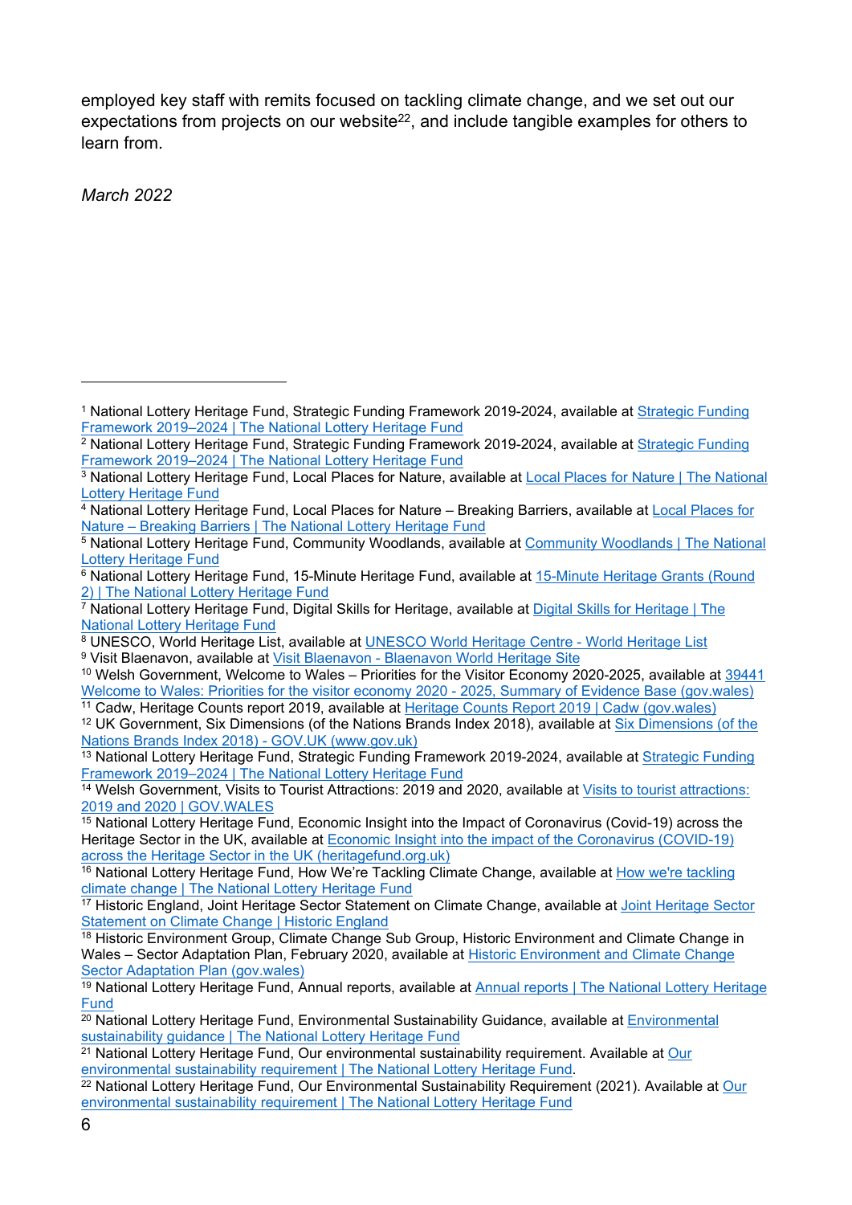employed key staff with remits focused on tackling climate change, and we set out our expectations from projects on our website[22], and include tangible examples for others to learn from.

*March 2022*

---

[1] National Lottery Heritage Fund, Strategic Funding Framework 2019-2024, available at Strategic Funding Framework 2019–2024 | The National Lottery Heritage Fund

[2] National Lottery Heritage Fund, Strategic Funding Framework 2019-2024, available at Strategic Funding Framework 2019–2024 | The National Lottery Heritage Fund

[3] National Lottery Heritage Fund, Local Places for Nature, available at Local Places for Nature | The National Lottery Heritage Fund

[4] National Lottery Heritage Fund, Local Places for Nature – Breaking Barriers, available at Local Places for Nature – Breaking Barriers | The National Lottery Heritage Fund

[5] National Lottery Heritage Fund, Community Woodlands, available at Community Woodlands | The National Lottery Heritage Fund

[6] National Lottery Heritage Fund, 15-Minute Heritage Fund, available at 15-Minute Heritage Grants (Round 2) | The National Lottery Heritage Fund

[7] National Lottery Heritage Fund, Digital Skills for Heritage, available at Digital Skills for Heritage | The National Lottery Heritage Fund

[8] UNESCO, World Heritage List, available at UNESCO World Heritage Centre - World Heritage List

[9] Visit Blaenavon, available at Visit Blaenavon - Blaenavon World Heritage Site

[10] Welsh Government, Welcome to Wales – Priorities for the Visitor Economy 2020-2025, available at 39441 Welcome to Wales: Priorities for the visitor economy 2020 - 2025, Summary of Evidence Base (gov.wales)

[11] Cadw, Heritage Counts report 2019, available at Heritage Counts Report 2019 | Cadw (gov.wales)

[12] UK Government, Six Dimensions (of the Nations Brands Index 2018), available at Six Dimensions (of the Nations Brands Index 2018) - GOV.UK (www.gov.uk)

[13] National Lottery Heritage Fund, Strategic Funding Framework 2019-2024, available at Strategic Funding Framework 2019–2024 | The National Lottery Heritage Fund

[14] Welsh Government, Visits to Tourist Attractions: 2019 and 2020, available at Visits to tourist attractions: 2019 and 2020 | GOV.WALES

[15] National Lottery Heritage Fund, Economic Insight into the Impact of Coronavirus (Covid-19) across the Heritage Sector in the UK, available at Economic Insight into the impact of the Coronavirus (COVID-19) across the Heritage Sector in the UK (heritagefund.org.uk)

[16] National Lottery Heritage Fund, How We're Tackling Climate Change, available at How we're tackling climate change | The National Lottery Heritage Fund

[17] Historic England, Joint Heritage Sector Statement on Climate Change, available at Joint Heritage Sector Statement on Climate Change | Historic England

[18] Historic Environment Group, Climate Change Sub Group, Historic Environment and Climate Change in Wales – Sector Adaptation Plan, February 2020, available at Historic Environment and Climate Change Sector Adaptation Plan (gov.wales)

[19] National Lottery Heritage Fund, Annual reports, available at Annual reports | The National Lottery Heritage Fund

[20] National Lottery Heritage Fund, Environmental Sustainability Guidance, available at Environmental sustainability guidance | The National Lottery Heritage Fund

[21] National Lottery Heritage Fund, Our environmental sustainability requirement. Available at Our environmental sustainability requirement | The National Lottery Heritage Fund.

[22] National Lottery Heritage Fund, Our Environmental Sustainability Requirement (2021). Available at Our environmental sustainability requirement | The National Lottery Heritage Fund